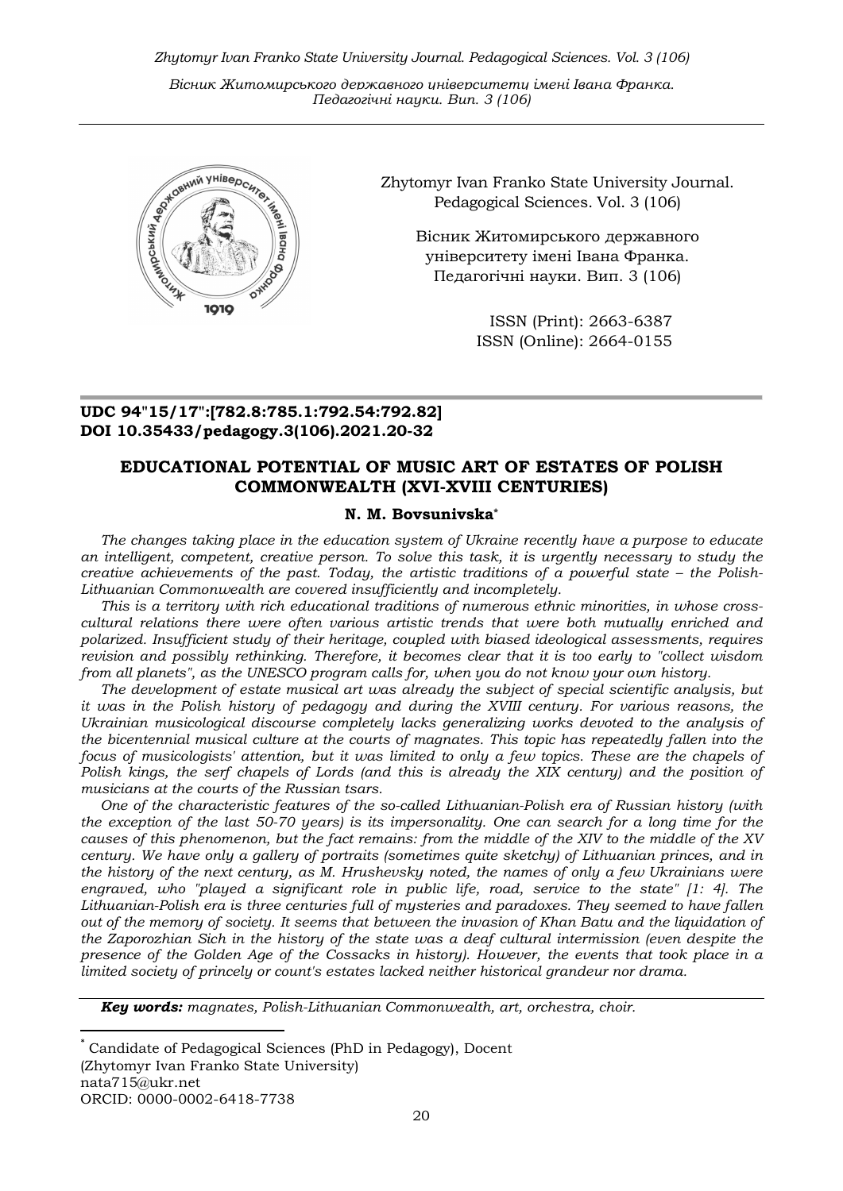Zhytomyr Ivan Franko State University Journal. Pedagogical Sciences. Vol. 3 (106)

Вісник Житомирського державного університету імені Івана Франка. Педагогічні науки. Вип. 3 (106)

ISSN (Print): 2663-6387
ISSN (Online): 2664-0155

**UDC 94"15/17":[782.8:785.1:792.54:792.82]**
**DOI 10.35433/pedagogy.3(106).2021.20-32**

## EDUCATIONAL POTENTIAL OF MUSIC ART OF ESTATES OF POLISH COMMONWEALTH (XVI-XVIII CENTURIES)

### N. M. Bovsunivska*

*The changes taking place in the education system of Ukraine recently have a purpose to educate an intelligent, competent, creative person. To solve this task, it is urgently necessary to study the creative achievements of the past. Today, the artistic traditions of a powerful state – the Polish-Lithuanian Commonwealth are covered insufficiently and incompletely.*

*This is a territory with rich educational traditions of numerous ethnic minorities, in whose cross-cultural relations there were often various artistic trends that were both mutually enriched and polarized. Insufficient study of their heritage, coupled with biased ideological assessments, requires revision and possibly rethinking. Therefore, it becomes clear that it is too early to "collect wisdom from all planets", as the UNESCO program calls for, when you do not know your own history.*

*The development of estate musical art was already the subject of special scientific analysis, but it was in the Polish history of pedagogy and during the XVIII century. For various reasons, the Ukrainian musicological discourse completely lacks generalizing works devoted to the analysis of the bicentennial musical culture at the courts of magnates. This topic has repeatedly fallen into the focus of musicologists' attention, but it was limited to only a few topics. These are the chapels of Polish kings, the serf chapels of Lords (and this is already the XIX century) and the position of musicians at the courts of the Russian tsars.*

*One of the characteristic features of the so-called Lithuanian-Polish era of Russian history (with the exception of the last 50-70 years) is its impersonality. One can search for a long time for the causes of this phenomenon, but the fact remains: from the middle of the XIV to the middle of the XV century. We have only a gallery of portraits (sometimes quite sketchy) of Lithuanian princes, and in the history of the next century, as M. Hrushevsky noted, the names of only a few Ukrainians were engraved, who "played a significant role in public life, road, service to the state" [1: 4]. The Lithuanian-Polish era is three centuries full of mysteries and paradoxes. They seemed to have fallen out of the memory of society. It seems that between the invasion of Khan Batu and the liquidation of the Zaporozhian Sich in the history of the state was a deaf cultural intermission (even despite the presence of the Golden Age of the Cossacks in history). However, the events that took place in a limited society of princely or count's estates lacked neither historical grandeur nor drama.*

***Key words:*** *magnates, Polish-Lithuanian Commonwealth, art, orchestra, choir.*

---

* Candidate of Pedagogical Sciences (PhD in Pedagogy), Docent
(Zhytomyr Ivan Franko State University)
nata715@ukr.net
ORCID: 0000-0002-6418-7738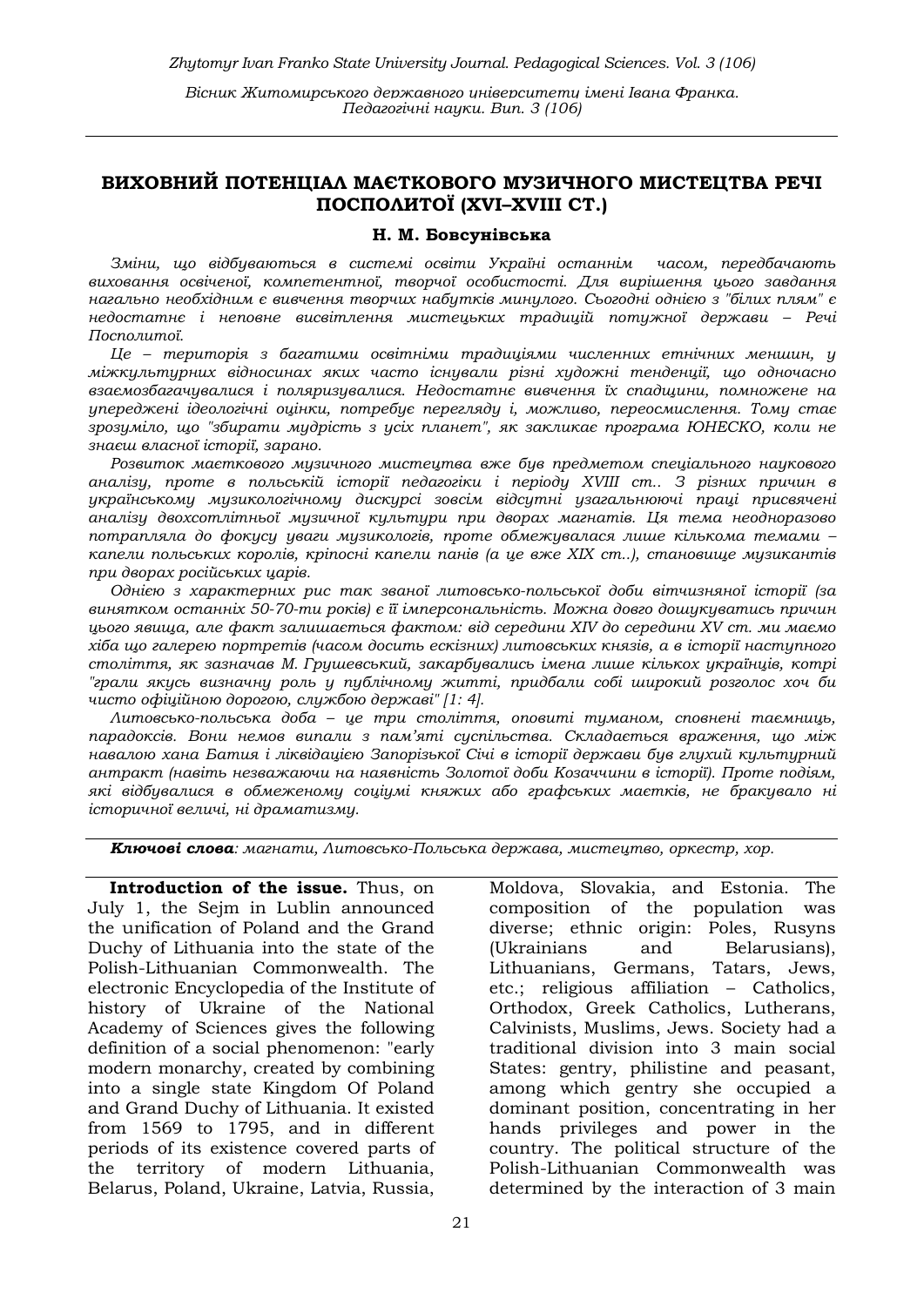## ВИХОВНИЙ ПОТЕНЦІАЛ МАЄТКОВОГО МУЗИЧНОГО МИСТЕЦТВА РЕЧІ ПОСПОЛИТОЇ (XVI–XVIII СТ.)

**Н. М. Бовсунівська**

*Зміни, що відбуваються в системі освіти Україні останнім часом, передбачають виховання освіченої, компетентної, творчої особистості. Для вирішення цього завдання нагально необхідним є вивчення творчих набутків минулого. Сьогодні однією з "білих плям" є недостатнє і неповне висвітлення мистецьких традицій потужної держави – Речі Посполитої.*

*Це – територія з багатими освітніми традиціями численних етнічних меншин, у міжкультурних відносинах яких часто існували різні художні тенденції, що одночасно взаємозбагачувалися і поляризувалися. Недостатнє вивчення їх спадщини, помножене на упереджені ідеологічні оцінки, потребує перегляду і, можливо, переосмислення. Тому стає зрозуміло, що "збирати мудрість з усіх планет", як закликає програма ЮНЕСКО, коли не знаєш власної історії, зарано.*

*Розвиток маєткового музичного мистецтва вже був предметом спеціального наукового аналізу, проте в польській історії педагогіки і періоду XVIII ст.. З різних причин в українському музикологічному дискурсі зовсім відсутні узагальнюючі праці присвячені аналізу двохсотлітньої музичної культури при дворах магнатів. Ця тема неодноразово потрапляла до фокусу уваги музикологів, проте обмежувалася лише кількома темами – капели польських королів, кріпосні капели панів (а це вже XIX ст..), становище музикантів при дворах російських царів.*

*Однією з характерних рис так званої литовсько-польської доби вітчизняної історії (за винятком останніх 50-70-ти років) є її імперсональність. Можна довго дошукуватись причин цього явища, але факт залишається фактом: від середини XIV до середини XV ст. ми маємо хіба що галерею портретів (часом досить ескізних) литовських князів, а в історії наступного століття, як зазначав М. Грушевський, закарбувались імена лише кількох українців, котрі "грали якусь визначну роль у публічному житті, придбали собі широкий розголос хоч би чисто офіційною дорогою, службою державі" [1: 4].*

*Литовсько-польська доба – це три століття, оповиті туманом, сповнені таємниць, парадоксів. Вони немов випали з пам'яті суспільства. Складається враження, що між навалою хана Батия і ліквідацією Запорізької Січі в історії держави був глухий культурний антракт (навіть незважаючи на наявність Золотої доби Козаччини в історії). Проте подіям, які відбувалися в обмеженому соціумі княжих або графських маєтків, не бракувало ні історичної величі, ні драматизму.*

***Ключові слова**: магнати, Литовсько-Польська держава, мистецтво, оркестр, хор.*

**Introduction of the issue.** Thus, on July 1, the Sejm in Lublin announced the unification of Poland and the Grand Duchy of Lithuania into the state of the Polish-Lithuanian Commonwealth. The electronic Encyclopedia of the Institute of history of Ukraine of the National Academy of Sciences gives the following definition of a social phenomenon: "early modern monarchy, created by combining into a single state Kingdom Of Poland and Grand Duchy of Lithuania. It existed from 1569 to 1795, and in different periods of its existence covered parts of the territory of modern Lithuania, Belarus, Poland, Ukraine, Latvia, Russia, Moldova, Slovakia, and Estonia. The composition of the population was diverse; ethnic origin: Poles, Rusyns (Ukrainians and Belarusians), Lithuanians, Germans, Tatars, Jews, etc.; religious affiliation – Catholics, Orthodox, Greek Catholics, Lutherans, Calvinists, Muslims, Jews. Society had a traditional division into 3 main social States: gentry, philistine and peasant, among which gentry she occupied a dominant position, concentrating in her hands privileges and power in the country. The political structure of the Polish-Lithuanian Commonwealth was determined by the interaction of 3 main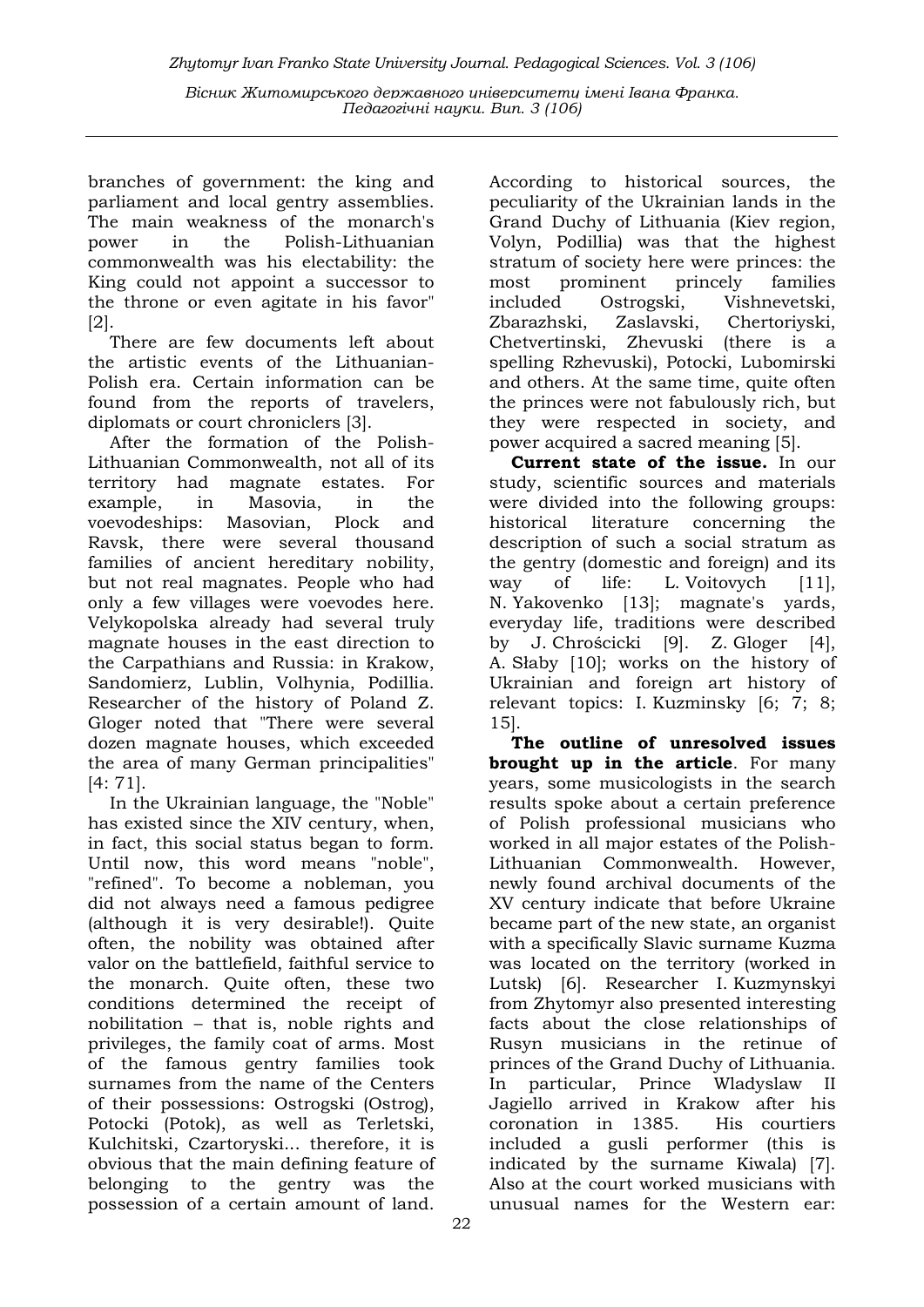branches of government: the king and parliament and local gentry assemblies. The main weakness of the monarch's power in the Polish-Lithuanian commonwealth was his electability: the King could not appoint a successor to the throne or even agitate in his favor" [2].

There are few documents left about the artistic events of the Lithuanian-Polish era. Certain information can be found from the reports of travelers, diplomats or court chroniclers [3].

After the formation of the Polish-Lithuanian Commonwealth, not all of its territory had magnate estates. For example, in Masovia, in the voevodeships: Masovian, Plock and Ravsk, there were several thousand families of ancient hereditary nobility, but not real magnates. People who had only a few villages were voevodes here. Velykopolska already had several truly magnate houses in the east direction to the Carpathians and Russia: in Krakow, Sandomierz, Lublin, Volhynia, Podillia. Researcher of the history of Poland Z. Gloger noted that "There were several dozen magnate houses, which exceeded the area of many German principalities" [4: 71].

In the Ukrainian language, the "Noble" has existed since the XIV century, when, in fact, this social status began to form. Until now, this word means "noble", "refined". To become a nobleman, you did not always need a famous pedigree (although it is very desirable!). Quite often, the nobility was obtained after valor on the battlefield, faithful service to the monarch. Quite often, these two conditions determined the receipt of nobilitation – that is, noble rights and privileges, the family coat of arms. Most of the famous gentry families took surnames from the name of the Centers of their possessions: Ostrogski (Ostrog), Potocki (Potok), as well as Terletski, Kulchitski, Czartoryski... therefore, it is obvious that the main defining feature of belonging to the gentry was the possession of a certain amount of land.

According to historical sources, the peculiarity of the Ukrainian lands in the Grand Duchy of Lithuania (Kiev region, Volyn, Podillia) was that the highest stratum of society here were princes: the most prominent princely families included Ostrogski, Vishnevetski, Zbarazhski, Zaslavski, Chertoriyski, Chetvertinski, Zhevuski (there is a spelling Rzhevuski), Potocki, Lubomirski and others. At the same time, quite often the princes were not fabulously rich, but they were respected in society, and power acquired a sacred meaning [5].

**Current state of the issue.** In our study, scientific sources and materials were divided into the following groups: historical literature concerning the description of such a social stratum as the gentry (domestic and foreign) and its way of life: L. Voitovych [11], N. Yakovenko [13]; magnate's yards, everyday life, traditions were described by J. Chrościcki [9]. Z. Gloger [4], A. Słaby [10]; works on the history of Ukrainian and foreign art history of relevant topics: I. Kuzminsky [6; 7; 8; 15].

**The outline of unresolved issues brought up in the article**. For many years, some musicologists in the search results spoke about a certain preference of Polish professional musicians who worked in all major estates of the Polish-Lithuanian Commonwealth. However, newly found archival documents of the XV century indicate that before Ukraine became part of the new state, an organist with a specifically Slavic surname Kuzma was located on the territory (worked in Lutsk) [6]. Researcher I. Kuzmynskyi from Zhytomyr also presented interesting facts about the close relationships of Rusyn musicians in the retinue of princes of the Grand Duchy of Lithuania. In particular, Prince Wladyslaw II Jagiello arrived in Krakow after his coronation in 1385. His courtiers included a gusli performer (this is indicated by the surname Kiwala) [7]. Also at the court worked musicians with unusual names for the Western ear: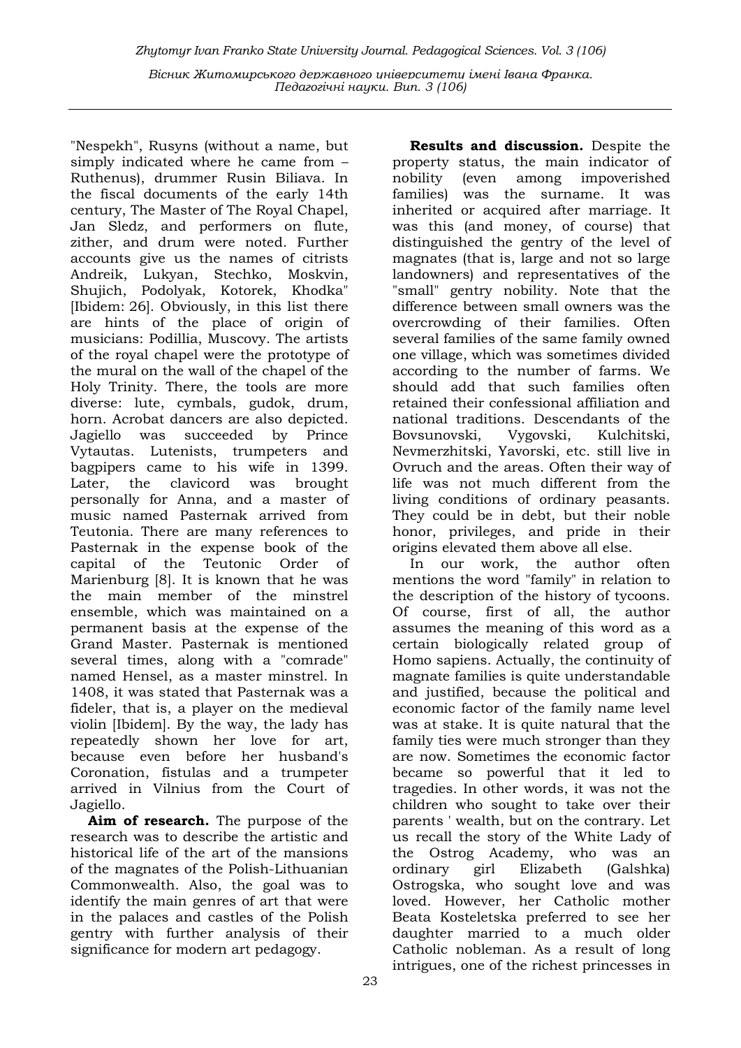"Nespekh", Rusyns (without a name, but simply indicated where he came from – Ruthenus), drummer Rusin Biliava. In the fiscal documents of the early 14th century, The Master of The Royal Chapel, Jan Sledz, and performers on flute, zither, and drum were noted. Further accounts give us the names of citrists Andreik, Lukyan, Stechko, Moskvin, Shujich, Podolyak, Kotorek, Khodka" [Ibidem: 26]. Obviously, in this list there are hints of the place of origin of musicians: Podillia, Muscovy. The artists of the royal chapel were the prototype of the mural on the wall of the chapel of the Holy Trinity. There, the tools are more diverse: lute, cymbals, gudok, drum, horn. Acrobat dancers are also depicted. Jagiello was succeeded by Prince Vytautas. Lutenists, trumpeters and bagpipers came to his wife in 1399. Later, the clavicord was brought personally for Anna, and a master of music named Pasternak arrived from Teutonia. There are many references to Pasternak in the expense book of the capital of the Teutonic Order of Marienburg [8]. It is known that he was the main member of the minstrel ensemble, which was maintained on a permanent basis at the expense of the Grand Master. Pasternak is mentioned several times, along with a "comrade" named Hensel, as a master minstrel. In 1408, it was stated that Pasternak was a fideler, that is, a player on the medieval violin [Ibidem]. By the way, the lady has repeatedly shown her love for art, because even before her husband's Coronation, fistulas and a trumpeter arrived in Vilnius from the Court of Jagiello.

**Aim of research.** The purpose of the research was to describe the artistic and historical life of the art of the mansions of the magnates of the Polish-Lithuanian Commonwealth. Also, the goal was to identify the main genres of art that were in the palaces and castles of the Polish gentry with further analysis of their significance for modern art pedagogy.

**Results and discussion.** Despite the property status, the main indicator of nobility (even among impoverished families) was the surname. It was inherited or acquired after marriage. It was this (and money, of course) that distinguished the gentry of the level of magnates (that is, large and not so large landowners) and representatives of the "small" gentry nobility. Note that the difference between small owners was the overcrowding of their families. Often several families of the same family owned one village, which was sometimes divided according to the number of farms. We should add that such families often retained their confessional affiliation and national traditions. Descendants of the Bovsunovski, Vygovski, Kulchitski, Nevmerzhitski, Yavorski, etc. still live in Ovruch and the areas. Often their way of life was not much different from the living conditions of ordinary peasants. They could be in debt, but their noble honor, privileges, and pride in their origins elevated them above all else.

In our work, the author often mentions the word "family" in relation to the description of the history of tycoons. Of course, first of all, the author assumes the meaning of this word as a certain biologically related group of Homo sapiens. Actually, the continuity of magnate families is quite understandable and justified, because the political and economic factor of the family name level was at stake. It is quite natural that the family ties were much stronger than they are now. Sometimes the economic factor became so powerful that it led to tragedies. In other words, it was not the children who sought to take over their parents ' wealth, but on the contrary. Let us recall the story of the White Lady of the Ostrog Academy, who was an ordinary girl Elizabeth (Galshka) Ostrogska, who sought love and was loved. However, her Catholic mother Beata Kosteletska preferred to see her daughter married to a much older Catholic nobleman. As a result of long intrigues, one of the richest princesses in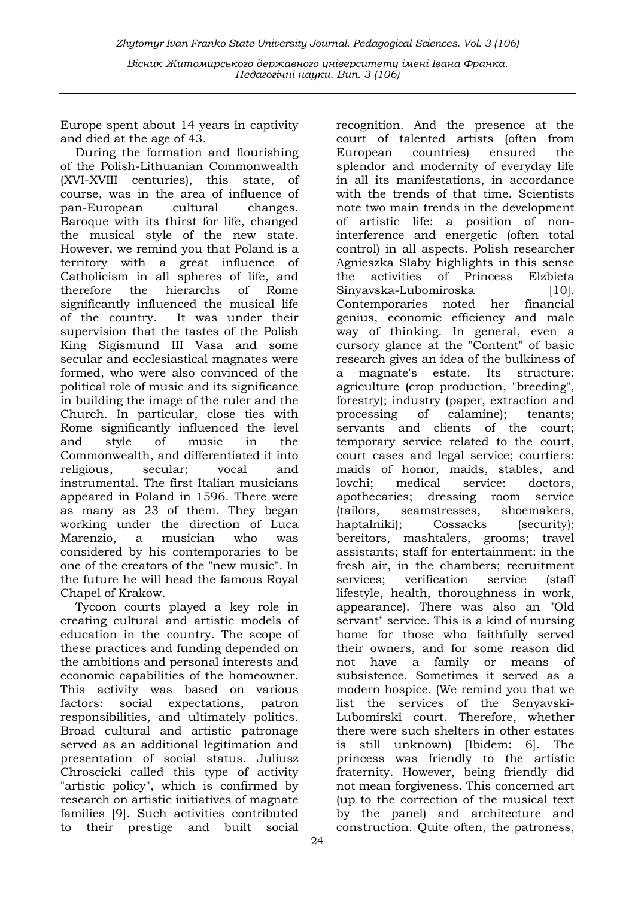Europe spent about 14 years in captivity and died at the age of 43.

During the formation and flourishing of the Polish-Lithuanian Commonwealth (XVI-XVIII centuries), this state, of course, was in the area of influence of pan-European cultural changes. Baroque with its thirst for life, changed the musical style of the new state. However, we remind you that Poland is a territory with a great influence of Catholicism in all spheres of life, and therefore the hierarchs of Rome significantly influenced the musical life of the country. It was under their supervision that the tastes of the Polish King Sigismund III Vasa and some secular and ecclesiastical magnates were formed, who were also convinced of the political role of music and its significance in building the image of the ruler and the Church. In particular, close ties with Rome significantly influenced the level and style of music in the Commonwealth, and differentiated it into religious, secular; vocal and instrumental. The first Italian musicians appeared in Poland in 1596. There were as many as 23 of them. They began working under the direction of Luca Marenzio, a musician who was considered by his contemporaries to be one of the creators of the "new music". In the future he will head the famous Royal Chapel of Krakow.

Tycoon courts played a key role in creating cultural and artistic models of education in the country. The scope of these practices and funding depended on the ambitions and personal interests and economic capabilities of the homeowner. This activity was based on various factors: social expectations, patron responsibilities, and ultimately politics. Broad cultural and artistic patronage served as an additional legitimation and presentation of social status. Juliusz Chroscicki called this type of activity "artistic policy", which is confirmed by research on artistic initiatives of magnate families [9]. Such activities contributed to their prestige and built social recognition. And the presence at the court of talented artists (often from European countries) ensured the splendor and modernity of everyday life in all its manifestations, in accordance with the trends of that time. Scientists note two main trends in the development of artistic life: a position of non-interference and energetic (often total control) in all aspects. Polish researcher Agnieszka Slaby highlights in this sense the activities of Princess Elzbieta Sinyavska-Lubomiroska [10]. Contemporaries noted her financial genius, economic efficiency and male way of thinking. In general, even a cursory glance at the "Content" of basic research gives an idea of the bulkiness of a magnate's estate. Its structure: agriculture (crop production, "breeding", forestry); industry (paper, extraction and processing of calamine); tenants; servants and clients of the court; temporary service related to the court, court cases and legal service; courtiers: maids of honor, maids, stables, and lovchi; medical service: doctors, apothecaries; dressing room service (tailors, seamstresses, shoemakers, haptalniki); Cossacks (security); bereitors, mashtalers, grooms; travel assistants; staff for entertainment: in the fresh air, in the chambers; recruitment services; verification service (staff lifestyle, health, thoroughness in work, appearance). There was also an "Old servant" service. This is a kind of nursing home for those who faithfully served their owners, and for some reason did not have a family or means of subsistence. Sometimes it served as a modern hospice. (We remind you that we list the services of the Senyavski-Lubomirski court. Therefore, whether there were such shelters in other estates is still unknown) [Ibidem: 6]. The princess was friendly to the artistic fraternity. However, being friendly did not mean forgiveness. This concerned art (up to the correction of the musical text by the panel) and architecture and construction. Quite often, the patroness,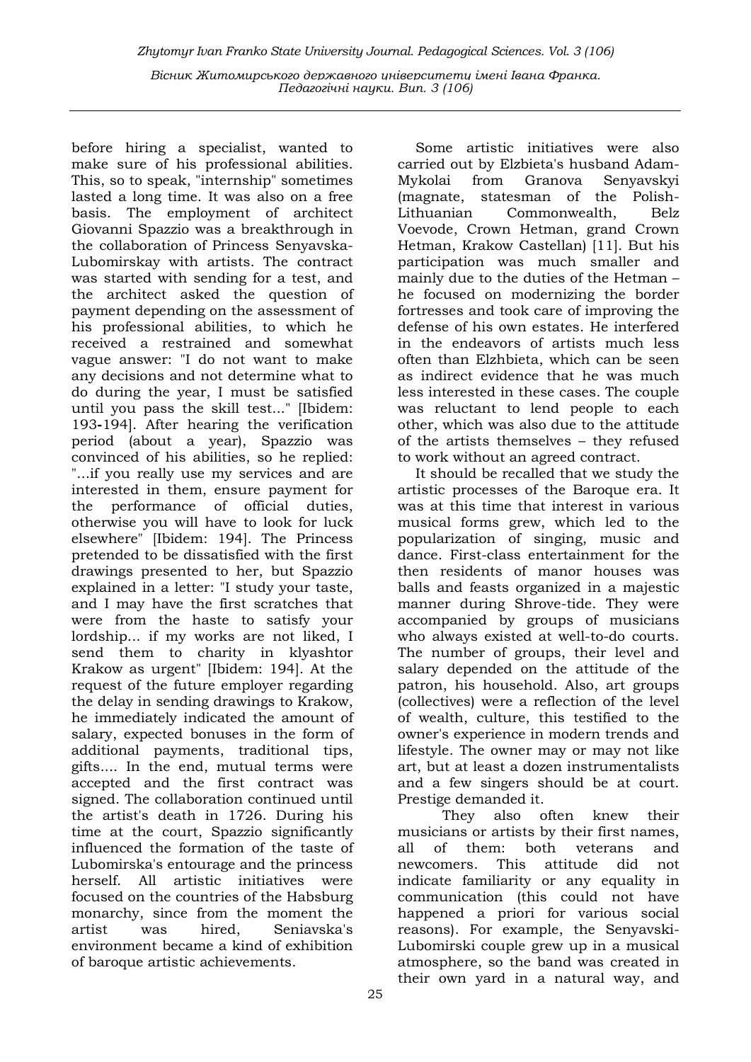before hiring a specialist, wanted to make sure of his professional abilities. This, so to speak, "internship" sometimes lasted a long time. It was also on a free basis. The employment of architect Giovanni Spazzio was a breakthrough in the collaboration of Princess Senyavska-Lubomirskay with artists. The contract was started with sending for a test, and the architect asked the question of payment depending on the assessment of his professional abilities, to which he received a restrained and somewhat vague answer: "I do not want to make any decisions and not determine what to do during the year, I must be satisfied until you pass the skill test..." [Ibidem: 193-194]. After hearing the verification period (about a year), Spazzio was convinced of his abilities, so he replied: "...if you really use my services and are interested in them, ensure payment for the performance of official duties, otherwise you will have to look for luck elsewhere" [Ibidem: 194]. The Princess pretended to be dissatisfied with the first drawings presented to her, but Spazzio explained in a letter: "I study your taste, and I may have the first scratches that were from the haste to satisfy your lordship... if my works are not liked, I send them to charity in klyashtor Krakow as urgent" [Ibidem: 194]. At the request of the future employer regarding the delay in sending drawings to Krakow, he immediately indicated the amount of salary, expected bonuses in the form of additional payments, traditional tips, gifts.... In the end, mutual terms were accepted and the first contract was signed. The collaboration continued until the artist's death in 1726. During his time at the court, Spazzio significantly influenced the formation of the taste of Lubomirska's entourage and the princess herself. All artistic initiatives were focused on the countries of the Habsburg monarchy, since from the moment the artist was hired, Seniavska's environment became a kind of exhibition of baroque artistic achievements.

Some artistic initiatives were also carried out by Elzbieta's husband Adam-Mykolai from Granova Senyavskyi (magnate, statesman of the Polish-Lithuanian Commonwealth, Belz Voevode, Crown Hetman, grand Crown Hetman, Krakow Castellan) [11]. But his participation was much smaller and mainly due to the duties of the Hetman – he focused on modernizing the border fortresses and took care of improving the defense of his own estates. He interfered in the endeavors of artists much less often than Elzhbieta, which can be seen as indirect evidence that he was much less interested in these cases. The couple was reluctant to lend people to each other, which was also due to the attitude of the artists themselves – they refused to work without an agreed contract.

It should be recalled that we study the artistic processes of the Baroque era. It was at this time that interest in various musical forms grew, which led to the popularization of singing, music and dance. First-class entertainment for the then residents of manor houses was balls and feasts organized in a majestic manner during Shrove-tide. They were accompanied by groups of musicians who always existed at well-to-do courts. The number of groups, their level and salary depended on the attitude of the patron, his household. Also, art groups (collectives) were a reflection of the level of wealth, culture, this testified to the owner's experience in modern trends and lifestyle. The owner may or may not like art, but at least a dozen instrumentalists and a few singers should be at court. Prestige demanded it.

They also often knew their musicians or artists by their first names, all of them: both veterans and newcomers. This attitude did not indicate familiarity or any equality in communication (this could not have happened a priori for various social reasons). For example, the Senyavski-Lubomirski couple grew up in a musical atmosphere, so the band was created in their own yard in a natural way, and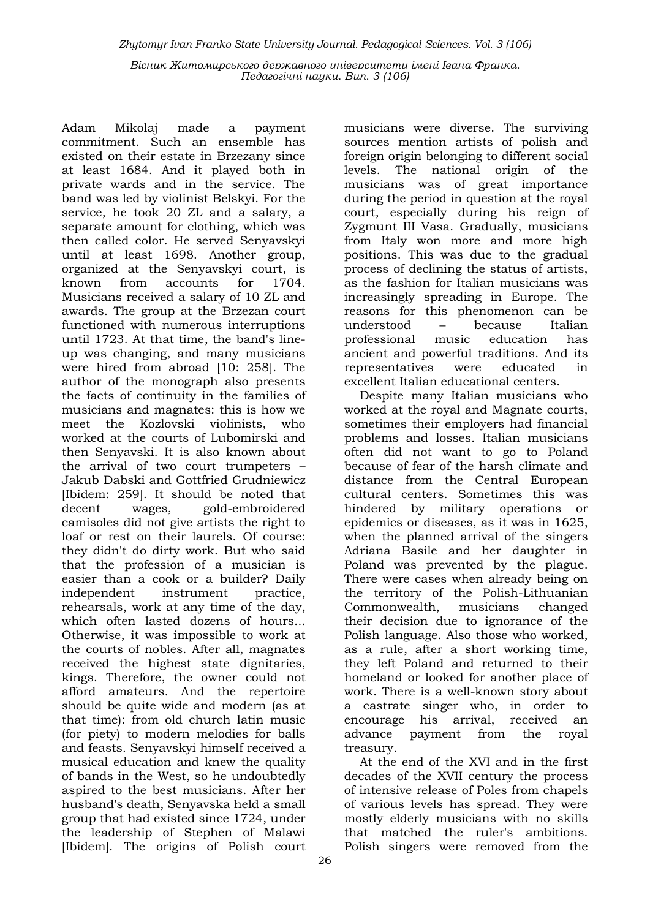Adam Mikolaj made a payment commitment. Such an ensemble has existed on their estate in Brzezany since at least 1684. And it played both in private wards and in the service. The band was led by violinist Belskyi. For the service, he took 20 ZL and a salary, a separate amount for clothing, which was then called color. He served Senyavskyi until at least 1698. Another group, organized at the Senyavskyi court, is known from accounts for 1704. Musicians received a salary of 10 ZL and awards. The group at the Brzezan court functioned with numerous interruptions until 1723. At that time, the band's line-up was changing, and many musicians were hired from abroad [10: 258]. The author of the monograph also presents the facts of continuity in the families of musicians and magnates: this is how we meet the Kozlovski violinists, who worked at the courts of Lubomirski and then Senyavski. It is also known about the arrival of two court trumpeters – Jakub Dabski and Gottfried Grudniewicz [Ibidem: 259]. It should be noted that decent wages, gold-embroidered camisoles did not give artists the right to loaf or rest on their laurels. Of course: they didn't do dirty work. But who said that the profession of a musician is easier than a cook or a builder? Daily independent instrument practice, rehearsals, work at any time of the day, which often lasted dozens of hours... Otherwise, it was impossible to work at the courts of nobles. After all, magnates received the highest state dignitaries, kings. Therefore, the owner could not afford amateurs. And the repertoire should be quite wide and modern (as at that time): from old church latin music (for piety) to modern melodies for balls and feasts. Senyavskyi himself received a musical education and knew the quality of bands in the West, so he undoubtedly aspired to the best musicians. After her husband's death, Senyavska held a small group that had existed since 1724, under the leadership of Stephen of Malawi [Ibidem]. The origins of Polish court musicians were diverse. The surviving sources mention artists of polish and foreign origin belonging to different social levels. The national origin of the musicians was of great importance during the period in question at the royal court, especially during his reign of Zygmunt III Vasa. Gradually, musicians from Italy won more and more high positions. This was due to the gradual process of declining the status of artists, as the fashion for Italian musicians was increasingly spreading in Europe. The reasons for this phenomenon can be understood – because Italian professional music education has ancient and powerful traditions. And its representatives were educated in excellent Italian educational centers.

Despite many Italian musicians who worked at the royal and Magnate courts, sometimes their employers had financial problems and losses. Italian musicians often did not want to go to Poland because of fear of the harsh climate and distance from the Central European cultural centers. Sometimes this was hindered by military operations or epidemics or diseases, as it was in 1625, when the planned arrival of the singers Adriana Basile and her daughter in Poland was prevented by the plague. There were cases when already being on the territory of the Polish-Lithuanian Commonwealth, musicians changed their decision due to ignorance of the Polish language. Also those who worked, as a rule, after a short working time, they left Poland and returned to their homeland or looked for another place of work. There is a well-known story about a castrate singer who, in order to encourage his arrival, received an advance payment from the royal treasury.

At the end of the XVI and in the first decades of the XVII century the process of intensive release of Poles from chapels of various levels has spread. They were mostly elderly musicians with no skills that matched the ruler's ambitions. Polish singers were removed from the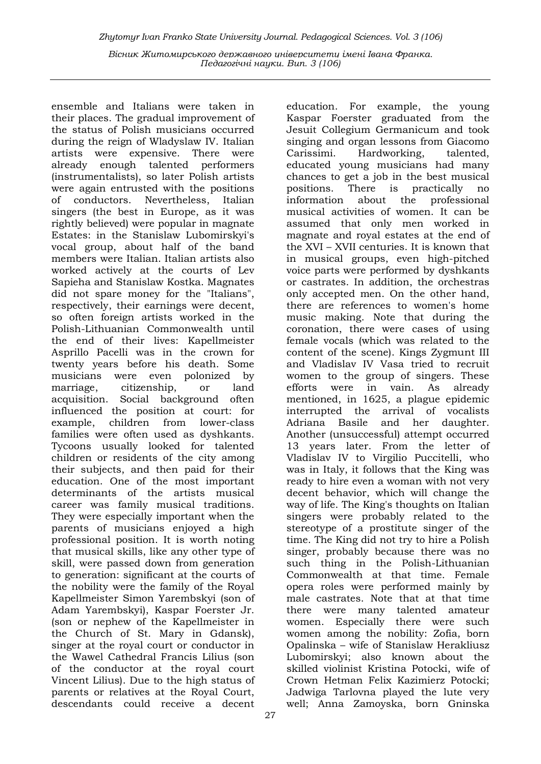ensemble and Italians were taken in their places. The gradual improvement of the status of Polish musicians occurred during the reign of Wladyslaw IV. Italian artists were expensive. There were already enough talented performers (instrumentalists), so later Polish artists were again entrusted with the positions of conductors. Nevertheless, Italian singers (the best in Europe, as it was rightly believed) were popular in magnate Estates: in the Stanislaw Lubomirskyi's vocal group, about half of the band members were Italian. Italian artists also worked actively at the courts of Lev Sapieha and Stanislaw Kostka. Magnates did not spare money for the "Italians", respectively, their earnings were decent, so often foreign artists worked in the Polish-Lithuanian Commonwealth until the end of their lives: Kapellmeister Asprillo Pacelli was in the crown for twenty years before his death. Some musicians were even polonized by marriage, citizenship, or land acquisition. Social background often influenced the position at court: for example, children from lower-class families were often used as dyshkants. Tycoons usually looked for talented children or residents of the city among their subjects, and then paid for their education. One of the most important determinants of the artists musical career was family musical traditions. They were especially important when the parents of musicians enjoyed a high professional position. It is worth noting that musical skills, like any other type of skill, were passed down from generation to generation: significant at the courts of the nobility were the family of the Royal Kapellmeister Simon Yarembskyi (son of Adam Yarembskyi), Kaspar Foerster Jr. (son or nephew of the Kapellmeister in the Church of St. Mary in Gdansk), singer at the royal court or conductor in the Wawel Cathedral Francis Lilius (son of the conductor at the royal court Vincent Lilius). Due to the high status of parents or relatives at the Royal Court, descendants could receive a decent education. For example, the young Kaspar Foerster graduated from the Jesuit Collegium Germanicum and took singing and organ lessons from Giacomo Carissimi. Hardworking, talented, educated young musicians had many chances to get a job in the best musical positions. There is practically no information about the professional musical activities of women. It can be assumed that only men worked in magnate and royal estates at the end of the XVI – XVII centuries. It is known that in musical groups, even high-pitched voice parts were performed by dyshkants or castrates. In addition, the orchestras only accepted men. On the other hand, there are references to women's home music making. Note that during the coronation, there were cases of using female vocals (which was related to the content of the scene). Kings Zygmunt III and Vladislav IV Vasa tried to recruit women to the group of singers. These efforts were in vain. As already mentioned, in 1625, a plague epidemic interrupted the arrival of vocalists Adriana Basile and her daughter. Another (unsuccessful) attempt occurred 13 years later. From the letter of Vladislav IV to Virgilio Puccitelli, who was in Italy, it follows that the King was ready to hire even a woman with not very decent behavior, which will change the way of life. The King's thoughts on Italian singers were probably related to the stereotype of a prostitute singer of the time. The King did not try to hire a Polish singer, probably because there was no such thing in the Polish-Lithuanian Commonwealth at that time. Female opera roles were performed mainly by male castrates. Note that at that time there were many talented amateur women. Especially there were such women among the nobility: Zofia, born Opalinska – wife of Stanislaw Herakliusz Lubomirskyi; also known about the skilled violinist Kristina Potocki, wife of Crown Hetman Felix Kazimierz Potocki; Jadwiga Tarlovna played the lute very well; Anna Zamoyska, born Gninska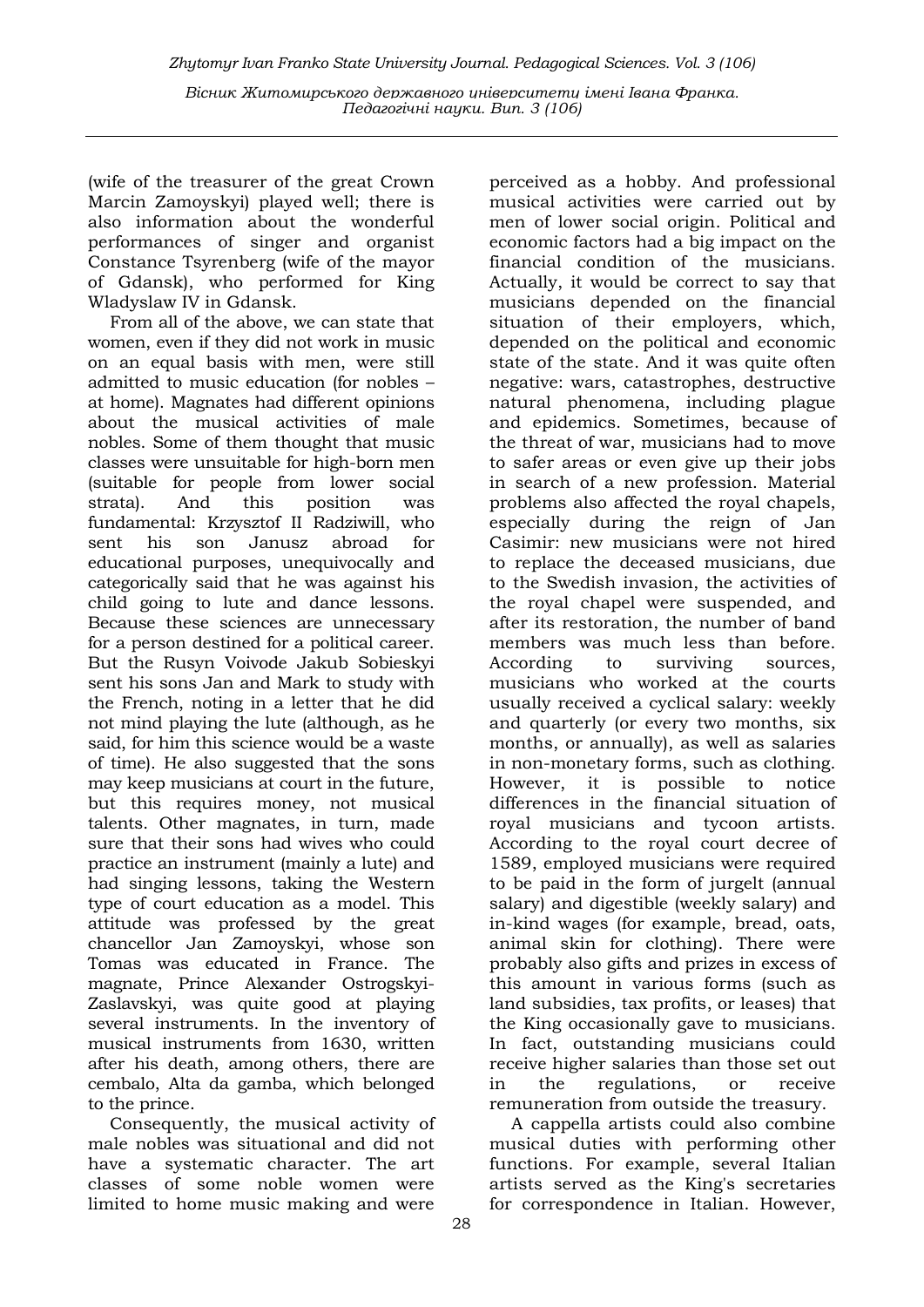(wife of the treasurer of the great Crown Marcin Zamoyskyi) played well; there is also information about the wonderful performances of singer and organist Constance Tsyrenberg (wife of the mayor of Gdansk), who performed for King Wladyslaw IV in Gdansk.

From all of the above, we can state that women, even if they did not work in music on an equal basis with men, were still admitted to music education (for nobles – at home). Magnates had different opinions about the musical activities of male nobles. Some of them thought that music classes were unsuitable for high-born men (suitable for people from lower social strata). And this position was fundamental: Krzysztof II Radziwill, who sent his son Janusz abroad for educational purposes, unequivocally and categorically said that he was against his child going to lute and dance lessons. Because these sciences are unnecessary for a person destined for a political career. But the Rusyn Voivode Jakub Sobieskyi sent his sons Jan and Mark to study with the French, noting in a letter that he did not mind playing the lute (although, as he said, for him this science would be a waste of time). He also suggested that the sons may keep musicians at court in the future, but this requires money, not musical talents. Other magnates, in turn, made sure that their sons had wives who could practice an instrument (mainly a lute) and had singing lessons, taking the Western type of court education as a model. This attitude was professed by the great chancellor Jan Zamoyskyi, whose son Tomas was educated in France. The magnate, Prince Alexander Ostrogskyi-Zaslavskyi, was quite good at playing several instruments. In the inventory of musical instruments from 1630, written after his death, among others, there are cembalo, Alta da gamba, which belonged to the prince.

Consequently, the musical activity of male nobles was situational and did not have a systematic character. The art classes of some noble women were limited to home music making and were perceived as a hobby. And professional musical activities were carried out by men of lower social origin. Political and economic factors had a big impact on the financial condition of the musicians. Actually, it would be correct to say that musicians depended on the financial situation of their employers, which, depended on the political and economic state of the state. And it was quite often negative: wars, catastrophes, destructive natural phenomena, including plague and epidemics. Sometimes, because of the threat of war, musicians had to move to safer areas or even give up their jobs in search of a new profession. Material problems also affected the royal chapels, especially during the reign of Jan Casimir: new musicians were not hired to replace the deceased musicians, due to the Swedish invasion, the activities of the royal chapel were suspended, and after its restoration, the number of band members was much less than before. According to surviving sources, musicians who worked at the courts usually received a cyclical salary: weekly and quarterly (or every two months, six months, or annually), as well as salaries in non-monetary forms, such as clothing. However, it is possible to notice differences in the financial situation of royal musicians and tycoon artists. According to the royal court decree of 1589, employed musicians were required to be paid in the form of jurgelt (annual salary) and digestible (weekly salary) and in-kind wages (for example, bread, oats, animal skin for clothing). There were probably also gifts and prizes in excess of this amount in various forms (such as land subsidies, tax profits, or leases) that the King occasionally gave to musicians. In fact, outstanding musicians could receive higher salaries than those set out in the regulations, or receive remuneration from outside the treasury.

A cappella artists could also combine musical duties with performing other functions. For example, several Italian artists served as the King's secretaries for correspondence in Italian. However,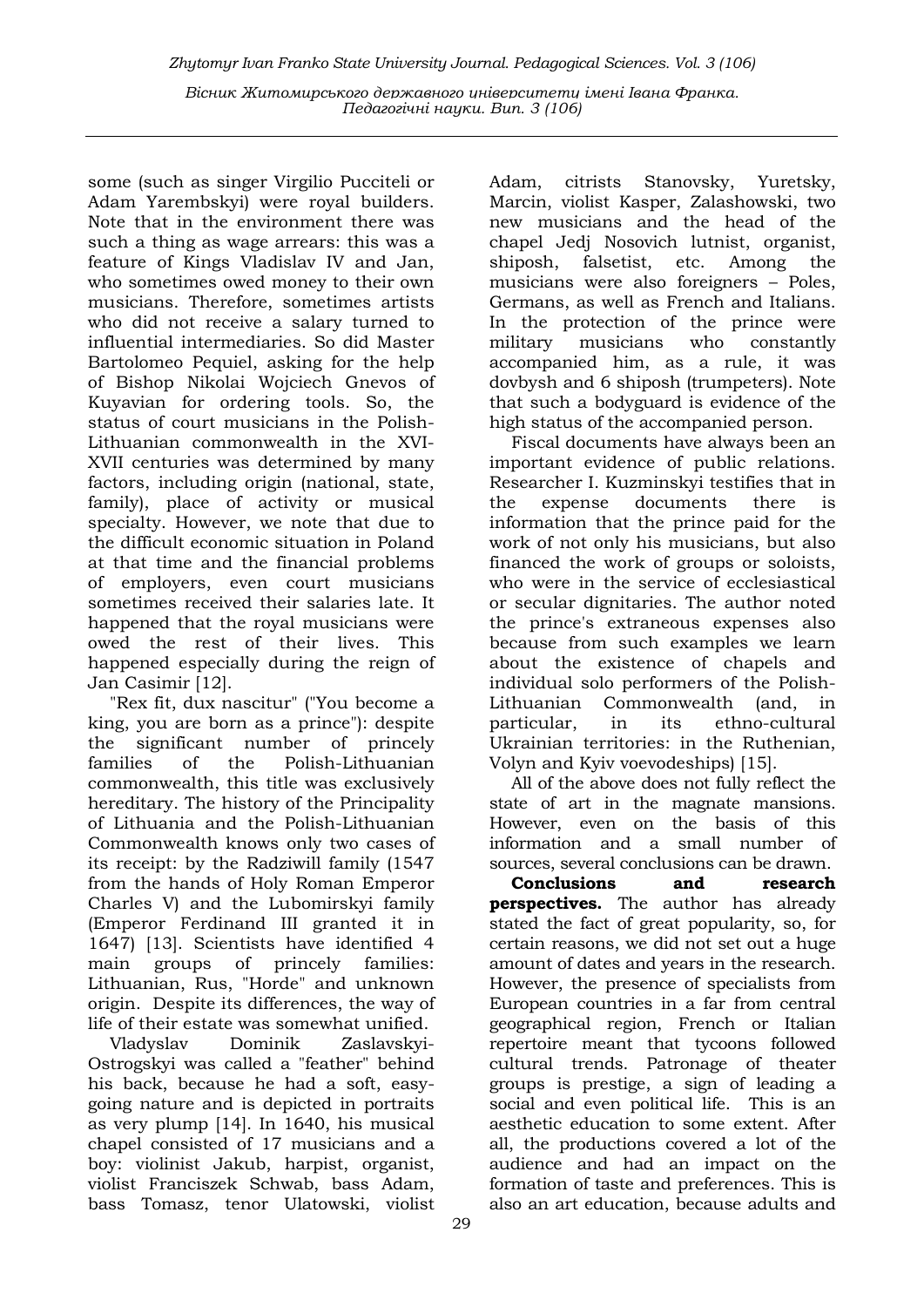some (such as singer Virgilio Pucciteli or Adam Yarembskyi) were royal builders. Note that in the environment there was such a thing as wage arrears: this was a feature of Kings Vladislav IV and Jan, who sometimes owed money to their own musicians. Therefore, sometimes artists who did not receive a salary turned to influential intermediaries. So did Master Bartolomeo Pequiel, asking for the help of Bishop Nikolai Wojciech Gnevos of Kuyavian for ordering tools. So, the status of court musicians in the Polish-Lithuanian commonwealth in the XVI-XVII centuries was determined by many factors, including origin (national, state, family), place of activity or musical specialty. However, we note that due to the difficult economic situation in Poland at that time and the financial problems of employers, even court musicians sometimes received their salaries late. It happened that the royal musicians were owed the rest of their lives. This happened especially during the reign of Jan Casimir [12].

"Rex fit, dux nascitur" ("You become a king, you are born as a prince"): despite the significant number of princely families of the Polish-Lithuanian commonwealth, this title was exclusively hereditary. The history of the Principality of Lithuania and the Polish-Lithuanian Commonwealth knows only two cases of its receipt: by the Radziwill family (1547 from the hands of Holy Roman Emperor Charles V) and the Lubomirskyi family (Emperor Ferdinand III granted it in 1647) [13]. Scientists have identified 4 main groups of princely families: Lithuanian, Rus, "Horde" and unknown origin. Despite its differences, the way of life of their estate was somewhat unified.

Vladyslav Dominik Zaslavskyi-Ostrogskyi was called a "feather" behind his back, because he had a soft, easy-going nature and is depicted in portraits as very plump [14]. In 1640, his musical chapel consisted of 17 musicians and a boy: violinist Jakub, harpist, organist, violist Franciszek Schwab, bass Adam, bass Tomasz, tenor Ulatowski, violist Adam, citrists Stanovsky, Yuretsky, Marcin, violist Kasper, Zalashowski, two new musicians and the head of the chapel Jedj Nosovich lutnist, organist, shiposh, falsetist, etc. Among the musicians were also foreigners – Poles, Germans, as well as French and Italians. In the protection of the prince were military musicians who constantly accompanied him, as a rule, it was dovbysh and 6 shiposh (trumpeters). Note that such a bodyguard is evidence of the high status of the accompanied person.

Fiscal documents have always been an important evidence of public relations. Researcher I. Kuzminskyi testifies that in the expense documents there is information that the prince paid for the work of not only his musicians, but also financed the work of groups or soloists, who were in the service of ecclesiastical or secular dignitaries. The author noted the prince's extraneous expenses also because from such examples we learn about the existence of chapels and individual solo performers of the Polish-Lithuanian Commonwealth (and, in particular, in its ethno-cultural Ukrainian territories: in the Ruthenian, Volyn and Kyiv voevodeships) [15].

All of the above does not fully reflect the state of art in the magnate mansions. However, even on the basis of this information and a small number of sources, several conclusions can be drawn.

**Conclusions and research perspectives.** The author has already stated the fact of great popularity, so, for certain reasons, we did not set out a huge amount of dates and years in the research. However, the presence of specialists from European countries in a far from central geographical region, French or Italian repertoire meant that tycoons followed cultural trends. Patronage of theater groups is prestige, a sign of leading a social and even political life. This is an aesthetic education to some extent. After all, the productions covered a lot of the audience and had an impact on the formation of taste and preferences. This is also an art education, because adults and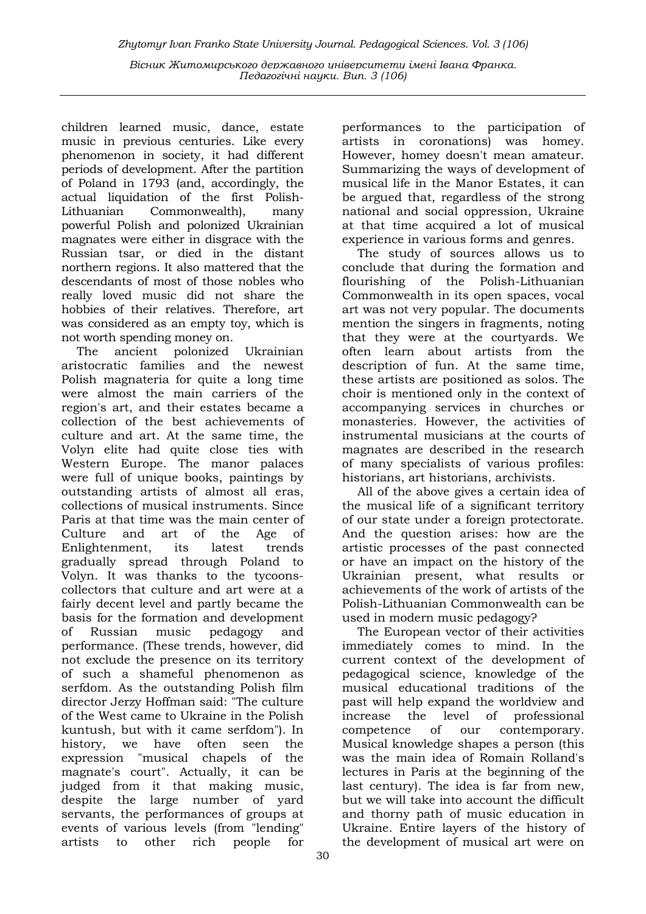children learned music, dance, estate music in previous centuries. Like every phenomenon in society, it had different periods of development. After the partition of Poland in 1793 (and, accordingly, the actual liquidation of the first Polish-Lithuanian Commonwealth), many powerful Polish and polonized Ukrainian magnates were either in disgrace with the Russian tsar, or died in the distant northern regions. It also mattered that the descendants of most of those nobles who really loved music did not share the hobbies of their relatives. Therefore, art was considered as an empty toy, which is not worth spending money on.

The ancient polonized Ukrainian aristocratic families and the newest Polish magnateria for quite a long time were almost the main carriers of the region's art, and their estates became a collection of the best achievements of culture and art. At the same time, the Volyn elite had quite close ties with Western Europe. The manor palaces were full of unique books, paintings by outstanding artists of almost all eras, collections of musical instruments. Since Paris at that time was the main center of Culture and art of the Age of Enlightenment, its latest trends gradually spread through Poland to Volyn. It was thanks to the tycoons-collectors that culture and art were at a fairly decent level and partly became the basis for the formation and development of Russian music pedagogy and performance. (These trends, however, did not exclude the presence on its territory of such a shameful phenomenon as serfdom. As the outstanding Polish film director Jerzy Hoffman said: "The culture of the West came to Ukraine in the Polish kuntush, but with it came serfdom"). In history, we have often seen the expression "musical chapels of the magnate's court". Actually, it can be judged from it that making music, despite the large number of yard servants, the performances of groups at events of various levels (from "lending" artists to other rich people for performances to the participation of artists in coronations) was homey. However, homey doesn't mean amateur. Summarizing the ways of development of musical life in the Manor Estates, it can be argued that, regardless of the strong national and social oppression, Ukraine at that time acquired a lot of musical experience in various forms and genres.

The study of sources allows us to conclude that during the formation and flourishing of the Polish-Lithuanian Commonwealth in its open spaces, vocal art was not very popular. The documents mention the singers in fragments, noting that they were at the courtyards. We often learn about artists from the description of fun. At the same time, these artists are positioned as solos. The choir is mentioned only in the context of accompanying services in churches or monasteries. However, the activities of instrumental musicians at the courts of magnates are described in the research of many specialists of various profiles: historians, art historians, archivists.

All of the above gives a certain idea of the musical life of a significant territory of our state under a foreign protectorate. And the question arises: how are the artistic processes of the past connected or have an impact on the history of the Ukrainian present, what results or achievements of the work of artists of the Polish-Lithuanian Commonwealth can be used in modern music pedagogy?

The European vector of their activities immediately comes to mind. In the current context of the development of pedagogical science, knowledge of the musical educational traditions of the past will help expand the worldview and increase the level of professional competence of our contemporary. Musical knowledge shapes a person (this was the main idea of Romain Rolland's lectures in Paris at the beginning of the last century). The idea is far from new, but we will take into account the difficult and thorny path of music education in Ukraine. Entire layers of the history of the development of musical art were on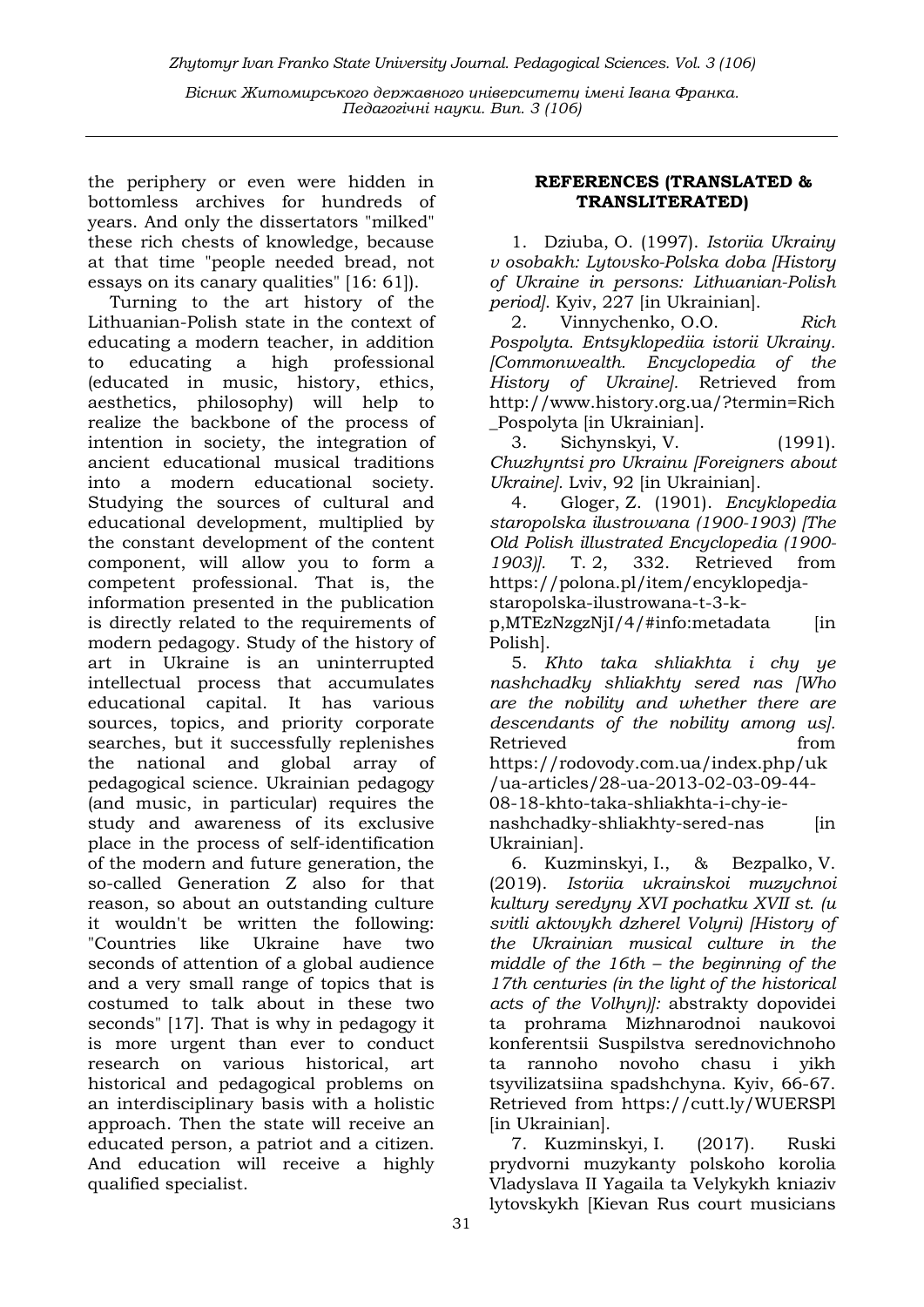the periphery or even were hidden in bottomless archives for hundreds of years. And only the dissertators "milked" these rich chests of knowledge, because at that time "people needed bread, not essays on its canary qualities" [16: 61]).

Turning to the art history of the Lithuanian-Polish state in the context of educating a modern teacher, in addition to educating a high professional (educated in music, history, ethics, aesthetics, philosophy) will help to realize the backbone of the process of intention in society, the integration of ancient educational musical traditions into a modern educational society. Studying the sources of cultural and educational development, multiplied by the constant development of the content component, will allow you to form a competent professional. That is, the information presented in the publication is directly related to the requirements of modern pedagogy. Study of the history of art in Ukraine is an uninterrupted intellectual process that accumulates educational capital. It has various sources, topics, and priority corporate searches, but it successfully replenishes the national and global array of pedagogical science. Ukrainian pedagogy (and music, in particular) requires the study and awareness of its exclusive place in the process of self-identification of the modern and future generation, the so-called Generation Z also for that reason, so about an outstanding culture it wouldn't be written the following: "Countries like Ukraine have two seconds of attention of a global audience and a very small range of topics that is costumed to talk about in these two seconds" [17]. That is why in pedagogy it is more urgent than ever to conduct research on various historical, art historical and pedagogical problems on an interdisciplinary basis with a holistic approach. Then the state will receive an educated person, a patriot and a citizen. And education will receive a highly qualified specialist.

## REFERENCES (TRANSLATED & TRANSLITERATED)

1. Dziuba, O. (1997). *Istoriia Ukrainy v osobakh: Lytovsko-Polska doba [History of Ukraine in persons: Lithuanian-Polish period]*. Kyiv, 227 [in Ukrainian].
2. Vinnychenko, O.O. *Rich Pospolyta. Entsyklopediia istorii Ukrainy. [Commonwealth. Encyclopedia of the History of Ukraine]*. Retrieved from http://www.history.org.ua/?termin=Rich_Pospolyta [in Ukrainian].
3. Sichynskyi, V. (1991). *Chuzhyntsi pro Ukrainu [Foreigners about Ukraine]*. Lviv, 92 [in Ukrainian].
4. Gloger, Z. (1901). *Encyklopedia staropolska ilustrowana (1900-1903) [The Old Polish illustrated Encyclopedia (1900-1903)].* T. 2, 332. Retrieved from https://polona.pl/item/encyklopedja-staropolska-ilustrowana-t-3-k-p,MTEzNzgzNjI/4/#info:metadata [in Polish].
5. *Khto taka shliakhta i chy ye nashchadky shliakhty sered nas [Who are the nobility and whether there are descendants of the nobility among us]*. Retrieved from https://rodovody.com.ua/index.php/uk/ua-articles/28-ua-2013-02-03-09-44-08-18-khto-taka-shliakhta-i-chy-ie-nashchadky-shliakhty-sered-nas [in Ukrainian].
6. Kuzminskyi, I., & Bezpalko, V. (2019). *Istoriia ukrainskoi muzychnoi kultury seredyny XVI pochatku XVII st. (u svitli aktovykh dzherel Volyni) [History of the Ukrainian musical culture in the middle of the 16th – the beginning of the 17th centuries (in the light of the historical acts of the Volhyn)]:* abstrakty dopovidei ta prohrama Mizhnarodnoi naukovoi konferentsii Suspilstva serednovichnoho ta rannoho novoho chasu i yikh tsyvilizatsiina spadshchyna. Kyiv, 66-67. Retrieved from https://cutt.ly/WUERSPl [in Ukrainian].
7. Kuzminskyi, I. (2017). Ruski prydvorni muzykanty polskoho korolia Vladyslava II Yagaila ta Velykykh kniaziv lytovskykh [Kievan Rus court musicians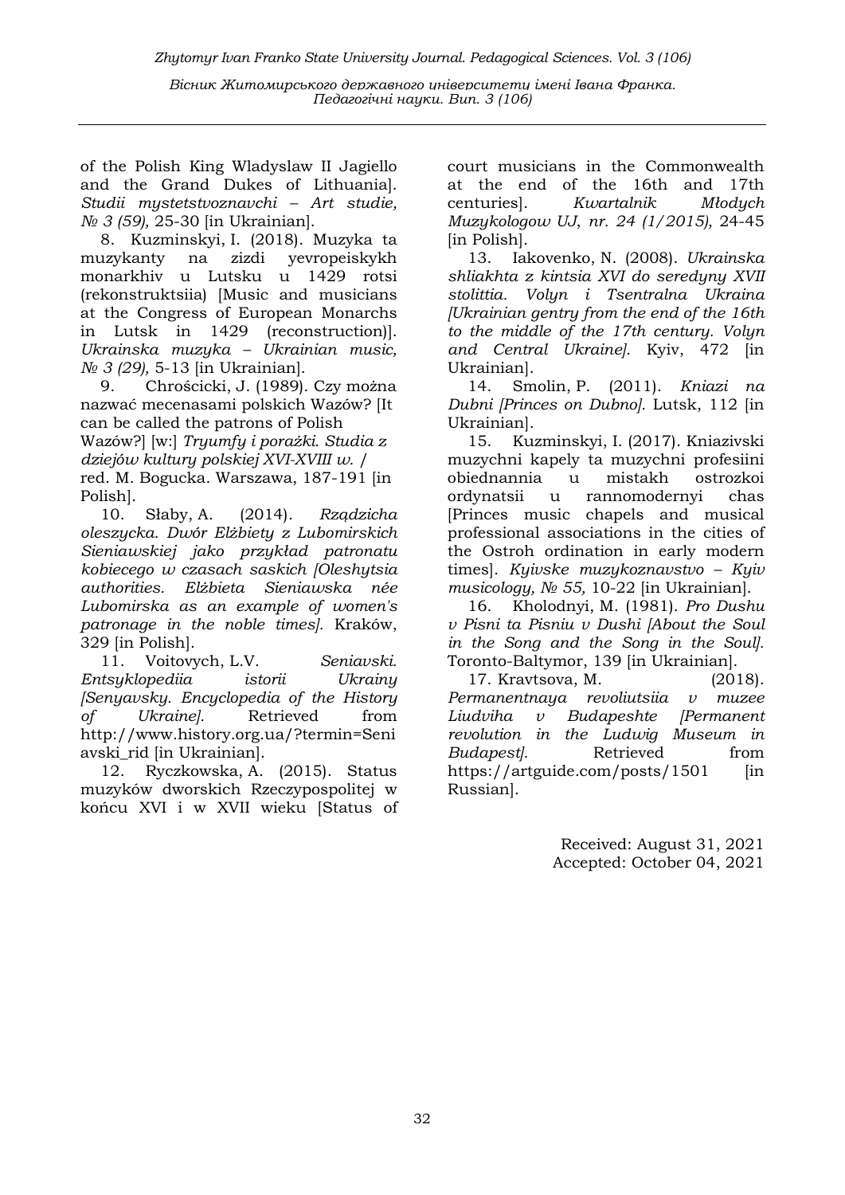of the Polish King Wladyslaw II Jagiello and the Grand Dukes of Lithuania]. *Studii mystetstvoznavchi – Art studie, № 3 (59),* 25-30 [in Ukrainian].

8. Kuzminskyi, I. (2018). Muzyka ta muzykanty na zizdi yevropeiskykh monarkhiv u Lutsku u 1429 rotsi (rekonstruktsiia) [Music and musicians at the Congress of European Monarchs in Lutsk in 1429 (reconstruction)]. *Ukrainska muzyka – Ukrainian music, № 3 (29),* 5-13 [in Ukrainian].

9. Chrościcki, J. (1989). Czy można nazwać mecenasami polskich Wazów? [It can be called the patrons of Polish Wazów?] [w:] *Tryumfy i porażki. Studia z dziejów kultury polskiej XVI-XVIII w.* / red. M. Bogucka. Warszawa, 187-191 [in Polish].

10. Słaby, A. (2014). *Rządzicha oleszycka. Dwór Elżbiety z Lubomirskich Sieniawskiej jako przykład patronatu kobiecego w czasach saskich [Oleshytsia authorities. Elżbieta Sieniawska née Lubomirska as an example of women's patronage in the noble times].* Kraków, 329 [in Polish].

11. Voitovych, L.V. *Seniavski. Entsyklopediia istorii Ukrainy [Senyavsky. Encyclopedia of the History of Ukraine].* Retrieved from http://www.history.org.ua/?termin=Seniavski_rid [in Ukrainian].

12. Ryczkowska, A. (2015). Status muzyków dworskich Rzeczypospolitej w końcu XVI i w XVII wieku [Status of court musicians in the Commonwealth at the end of the 16th and 17th centuries]. *Kwartalnik Młodych Muzykologow UJ, nr. 24 (1/2015),* 24-45 [in Polish].

13. Iakovenko, N. (2008). *Ukrainska shliakhta z kintsia XVI do seredyny XVII stolittia. Volyn i Tsentralna Ukraina [Ukrainian gentry from the end of the 16th to the middle of the 17th century. Volyn and Central Ukraine].* Kyiv, 472 [in Ukrainian].

14. Smolin, P. (2011). *Kniazi na Dubni [Princes on Dubno].* Lutsk, 112 [in Ukrainian].

15. Kuzminskyi, I. (2017). Kniazivski muzychni kapely ta muzychni profesiini obiednannia u mistakh ostrozkoi ordynatsii u rannomodernyi chas [Princes music chapels and musical professional associations in the cities of the Ostroh ordination in early modern times]. *Kyivske muzykoznavstvo – Kyiv musicology, № 55,* 10-22 [in Ukrainian].

16. Kholodnyi, M. (1981). *Pro Dushu v Pisni ta Pisniu v Dushi [About the Soul in the Song and the Song in the Soul].* Toronto-Baltymor, 139 [in Ukrainian].

17. Kravtsova, M. (2018). *Permanentnaya revoliutsiia v muzee Liudviha v Budapeshte [Permanent revolution in the Ludwig Museum in Budapest].* Retrieved from https://artguide.com/posts/1501 [in Russian].

Received: August 31, 2021
Accepted: October 04, 2021